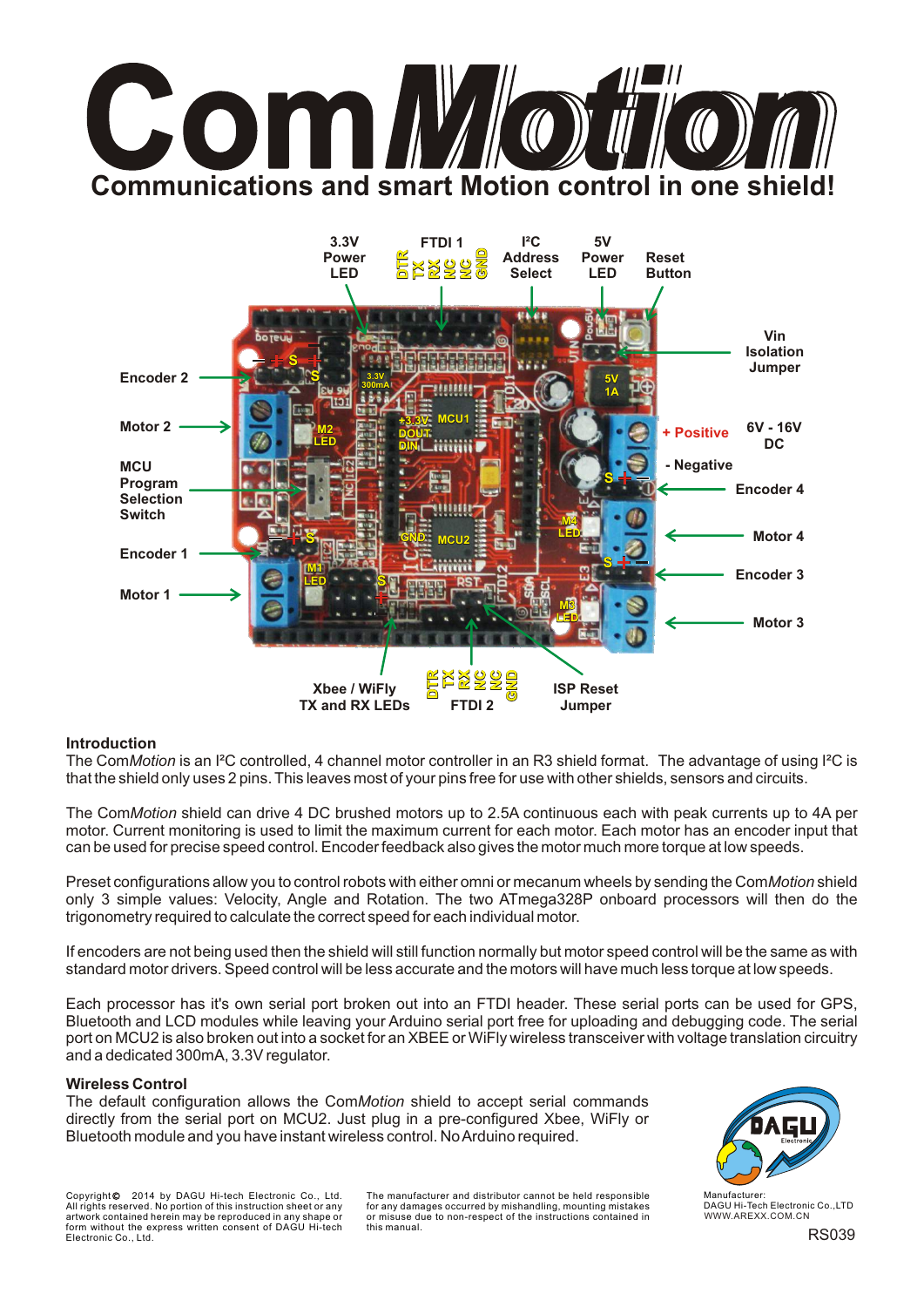# ComMotion

## Communications and smart Motion control in one shield!

### Introduction

The Com*Motion* is an I²C controlled, 4 channel motor controller in an R3 shield format. The advantage of using I²C is that the shield only uses 2 pins. This leaves most of your pins free for use with other shields, sensors and circuits.

The Com*Motion* shield can drive 4 DC brushed motors up to 2.5A continuous each with peak currents up to 4A per motor. Current monitoring is used to limit the maximum current for each motor. Each motor has an encoder input that can be used for precise speed control. Encoder feedback also gives the motor much more torque at low speeds.

Preset configurations allow you to control robots with either omni or mecanum wheels by sending the Com*Motion* shield only 3 simple values: Velocity, Angle and Rotation. The two ATmega328P onboard processors will then do the trigonometry required to calculate the correct speed for each individual motor.

If encoders are not being used then the shield will still function normally but motor speed control will be the same as with standard motor drivers. Speed control will be less accurate and the motors will have much less torque at low speeds.

Each processor has it's own serial port broken out into an FTDI header. These serial ports can be used for GPS, Bluetooth and LCD modules while leaving your Arduino serial port free for uploading and debugging code. The serial port on MCU2 is also broken out into a socket for an XBEE or WiFly wireless transceiver with voltage translation circuitry and a dedicated 300mA, 3.3V regulator.

### Wireless Control

The default configuration allows the Com*Motion* shield to accept serial commands directly from the serial port on MCU2. Just plug in a pre-configured Xbee, WiFly or Bluetooth module and you have instant wireless control. No Arduino required.

Copyright © 2014 by DAGU Hi-tech Electronic Co., Ltd. All rights reserved. No portion of this instruction sheet or any artwork contained herein may be reproduced in any shape or form without the express written consent of DAGU Hi-tech Electronic Co., Ltd.

The manufacturer and distributor cannot be held responsible for any damages occurred by mishandling, mounting mistakes or misuse due to non-respect of the instructions contained in this manual.

Manufacturer:
DAGU Hi-Tech Electronic Co.,LTD
WWW.AREXX.COM.CN

RS039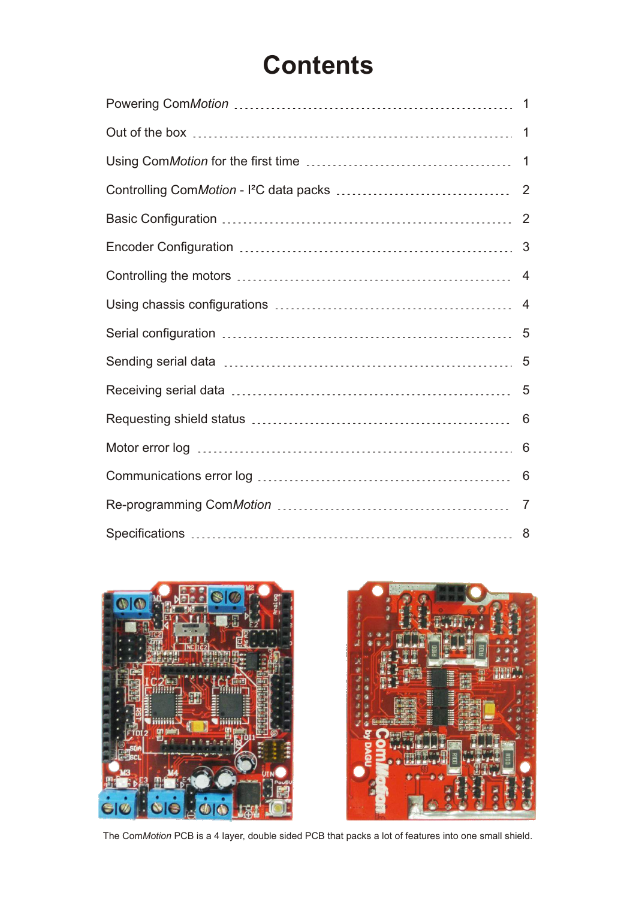# Contents

| | |
|---|---|
| Powering Com*Motion* | 1 |
| Out of the box | 1 |
| Using Com*Motion* for the first time | 1 |
| Controlling Com*Motion* - I²C data packs | 2 |
| Basic Configuration | 2 |
| Encoder Configuration | 3 |
| Controlling the motors | 4 |
| Using chassis configurations | 4 |
| Serial configuration | 5 |
| Sending serial data | 5 |
| Receiving serial data | 5 |
| Requesting shield status | 6 |
| Motor error log | 6 |
| Communications error log | 6 |
| Re-programming Com*Motion* | 7 |
| Specifications | 8 |

The Com*Motion* PCB is a 4 layer, double sided PCB that packs a lot of features into one small shield.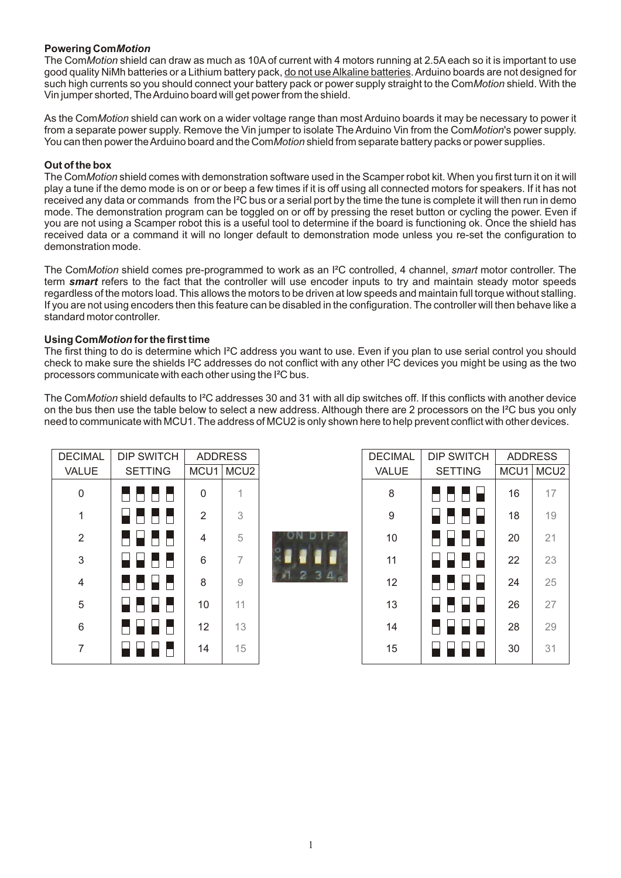**Powering Com*Motion***

The Com*Motion* shield can draw as much as 10A of current with 4 motors running at 2.5A each so it is important to use good quality NiMh batteries or a Lithium battery pack, do not use Alkaline batteries. Arduino boards are not designed for such high currents so you should connect your battery pack or power supply straight to the Com*Motion* shield. With the Vin jumper shorted, The Arduino board will get power from the shield.

As the Com*Motion* shield can work on a wider voltage range than most Arduino boards it may be necessary to power it from a separate power supply. Remove the Vin jumper to isolate The Arduino Vin from the Com*Motion*'s power supply. You can then power the Arduino board and the Com*Motion* shield from separate battery packs or power supplies.

**Out of the box**

The Com*Motion* shield comes with demonstration software used in the Scamper robot kit. When you first turn it on it will play a tune if the demo mode is on or or beep a few times if it is off using all connected motors for speakers. If it has not received any data or commands from the I²C bus or a serial port by the time the tune is complete it will then run in demo mode. The demonstration program can be toggled on or off by pressing the reset button or cycling the power. Even if you are not using a Scamper robot this is a useful tool to determine if the board is functioning ok. Once the shield has received data or a command it will no longer default to demonstration mode unless you re-set the configuration to demonstration mode.

The Com*Motion* shield comes pre-programmed to work as an I²C controlled, 4 channel, *smart* motor controller. The term ***smart*** refers to the fact that the controller will use encoder inputs to try and maintain steady motor speeds regardless of the motors load. This allows the motors to be driven at low speeds and maintain full torque without stalling. If you are not using encoders then this feature can be disabled in the configuration. The controller will then behave like a standard motor controller.

**Using Com*Motion* for the first time**

The first thing to do is determine which I²C address you want to use. Even if you plan to use serial control you should check to make sure the shields I²C addresses do not conflict with any other I²C devices you might be using as the two processors communicate with each other using the I²C bus.

The Com*Motion* shield defaults to I²C addresses 30 and 31 with all dip switches off. If this conflicts with another device on the bus then use the table below to select a new address. Although there are 2 processors on the I²C bus you only need to communicate with MCU1. The address of MCU2 is only shown here to help prevent conflict with other devices.

| DECIMAL VALUE | DIP SWITCH SETTING | ADDRESS MCU1 | ADDRESS MCU2 |
|---|---|---|---|
| 0 | | 0 | 1 |
| 1 | | 2 | 3 |
| 2 | | 4 | 5 |
| 3 | | 6 | 7 |
| 4 | | 8 | 9 |
| 5 | | 10 | 11 |
| 6 | | 12 | 13 |
| 7 | | 14 | 15 |

| DECIMAL VALUE | DIP SWITCH SETTING | ADDRESS MCU1 | ADDRESS MCU2 |
|---|---|---|---|
| 8 | | 16 | 17 |
| 9 | | 18 | 19 |
| 10 | | 20 | 21 |
| 11 | | 22 | 23 |
| 12 | | 24 | 25 |
| 13 | | 26 | 27 |
| 14 | | 28 | 29 |
| 15 | | 30 | 31 |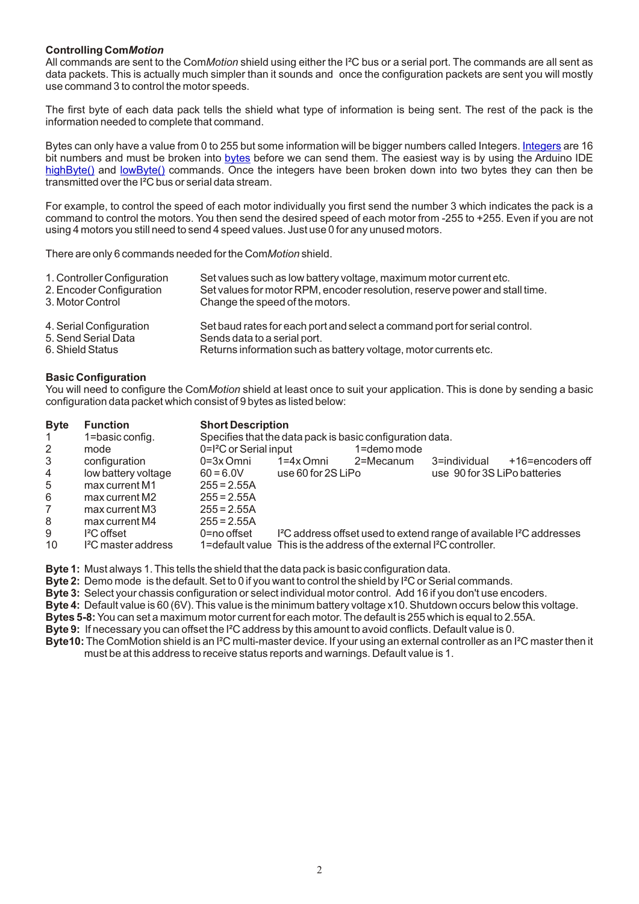### Controlling Com*Motion*

All commands are sent to the Com*Motion* shield using either the I²C bus or a serial port. The commands are all sent as data packets. This is actually much simpler than it sounds and once the configuration packets are sent you will mostly use command 3 to control the motor speeds.

The first byte of each data pack tells the shield what type of information is being sent. The rest of the pack is the information needed to complete that command.

Bytes can only have a value from 0 to 255 but some information will be bigger numbers called Integers. Integers are 16 bit numbers and must be broken into bytes before we can send them. The easiest way is by using the Arduino IDE highByte() and lowByte() commands. Once the integers have been broken down into two bytes they can then be transmitted over the I²C bus or serial data stream.

For example, to control the speed of each motor individually you first send the number 3 which indicates the pack is a command to control the motors. You then send the desired speed of each motor from -255 to +255. Even if you are not using 4 motors you still need to send 4 speed values. Just use 0 for any unused motors.

There are only 6 commands needed for the Com*Motion* shield.

| | |
|---|---|
| 1. Controller Configuration | Set values such as low battery voltage, maximum motor current etc. |
| 2. Encoder Configuration | Set values for motor RPM, encoder resolution, reserve power and stall time. |
| 3. Motor Control | Change the speed of the motors. |
| 4. Serial Configuration | Set baud rates for each port and select a command port for serial control. |
| 5. Send Serial Data | Sends data to a serial port. |
| 6. Shield Status | Returns information such as battery voltage, motor currents etc. |

### Basic Configuration

You will need to configure the Com*Motion* shield at least once to suit your application. This is done by sending a basic configuration data packet which consist of 9 bytes as listed below:

| Byte | Function | Short Description | | | | |
|---|---|---|---|---|---|---|
| 1 | 1=basic config. | Specifies that the data pack is basic configuration data. | | | | |
| 2 | mode | 0=I²C or Serial input | | 1=demo mode | | |
| 3 | configuration | 0=3x Omni | 1=4x Omni | 2=Mecanum | 3=individual | +16=encoders off |
| 4 | low battery voltage | 60 = 6.0V | use 60 for 2S LiPo | | use 90 for 3S LiPo batteries | |
| 5 | max current M1 | 255 = 2.55A | | | | |
| 6 | max current M2 | 255 = 2.55A | | | | |
| 7 | max current M3 | 255 = 2.55A | | | | |
| 8 | max current M4 | 255 = 2.55A | | | | |
| 9 | I²C offset | 0=no offset | I²C address offset used to extend range of available I²C addresses | | | |
| 10 | I²C master address | 1=default value | This is the address of the external I²C controller. | | | |

**Byte 1:** Must always 1. This tells the shield that the data pack is basic configuration data.
**Byte 2:** Demo mode is the default. Set to 0 if you want to control the shield by I²C or Serial commands.
**Byte 3:** Select your chassis configuration or select individual motor control. Add 16 if you don't use encoders.
**Byte 4:** Default value is 60 (6V). This value is the minimum battery voltage x10. Shutdown occurs below this voltage.
**Bytes 5-8:** You can set a maximum motor current for each motor. The default is 255 which is equal to 2.55A.
**Byte 9:** If necessary you can offset the I²C address by this amount to avoid conflicts. Default value is 0.
**Byte10:** The ComMotion shield is an I²C multi-master device. If your using an external controller as an I²C master then it must be at this address to receive status reports and warnings. Default value is 1.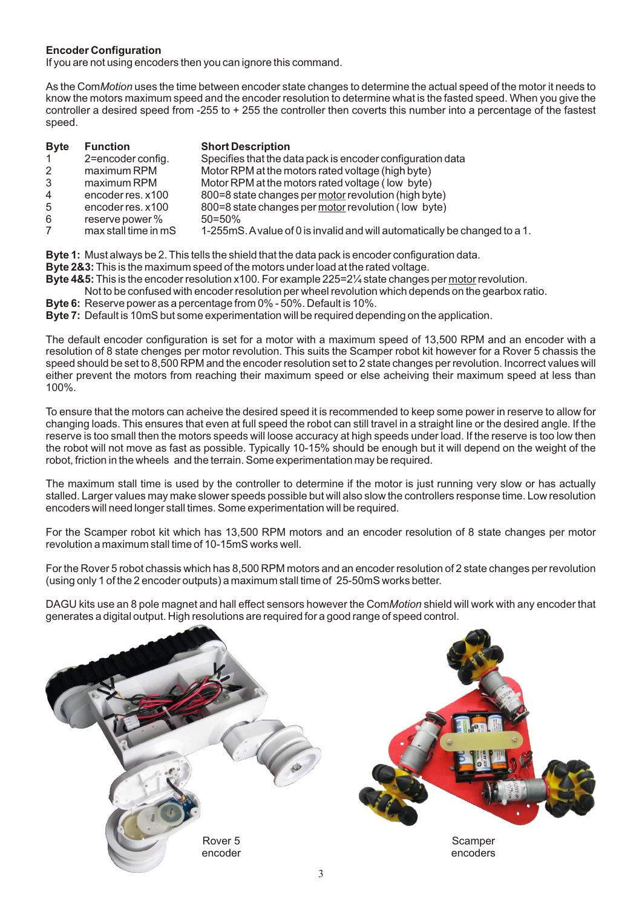**Encoder Configuration**
If you are not using encoders then you can ignore this command.

As the Com*Motion* uses the time between encoder state changes to determine the actual speed of the motor it needs to know the motors maximum speed and the encoder resolution to determine what is the fasted speed. When you give the controller a desired speed from -255 to + 255 the controller then coverts this number into a percentage of the fastest speed.

| **Byte** | **Function** | **Short Description** |
|---|---|---|
| 1 | 2=encoder config. | Specifies that the data pack is encoder configuration data |
| 2 | maximum RPM | Motor RPM at the motors rated voltage (high byte) |
| 3 | maximum RPM | Motor RPM at the motors rated voltage ( low byte) |
| 4 | encoder res. x100 | 800=8 state changes per <u>motor</u> revolution (high byte) |
| 5 | encoder res. x100 | 800=8 state changes per <u>motor</u> revolution ( low byte) |
| 6 | reserve power % | 50=50% |
| 7 | max stall time in mS | 1-255mS. A value of 0 is invalid and will automatically be changed to a 1. |

**Byte 1:** Must always be 2. This tells the shield that the data pack is encoder configuration data.
**Byte 2&3:** This is the maximum speed of the motors under load at the rated voltage.
**Byte 4&5:** This is the encoder resolution x100. For example 225=2¼ state changes per <u>motor</u> revolution.
Not to be confused with encoder resolution per wheel revolution which depends on the gearbox ratio.
**Byte 6:** Reserve power as a percentage from 0% - 50%. Default is 10%.
**Byte 7:** Default is 10mS but some experimentation will be required depending on the application.

The default encoder configuration is set for a motor with a maximum speed of 13,500 RPM and an encoder with a resolution of 8 state changes per motor revolution. This suits the Scamper robot kit however for a Rover 5 chassis the speed should be set to 8,500 RPM and the encoder resolution set to 2 state changes per revolution. Incorrect values will either prevent the motors from reaching their maximum speed or else acheiving their maximum speed at less than 100%.

To ensure that the motors can acheive the desired speed it is recommended to keep some power in reserve to allow for changing loads. This ensures that even at full speed the robot can still travel in a straight line or the desired angle. If the reserve is too small then the motors speeds will loose accuracy at high speeds under load. If the reserve is too low then the robot will not move as fast as possible. Typically 10-15% should be enough but it will depend on the weight of the robot, friction in the wheels and the terrain. Some experimentation may be required.

The maximum stall time is used by the controller to determine if the motor is just running very slow or has actually stalled. Larger values may make slower speeds possible but will also slow the controllers response time. Low resolution encoders will need longer stall times. Some experimentation will be required.

For the Scamper robot kit which has 13,500 RPM motors and an encoder resolution of 8 state changes per motor revolution a maximum stall time of 10-15mS works well.

For the Rover 5 robot chassis which has 8,500 RPM motors and an encoder resolution of 2 state changes per revolution (using only 1 of the 2 encoder outputs) a maximum stall time of 25-50mS works better.

DAGU kits use an 8 pole magnet and hall effect sensors however the Com*Motion* shield will work with any encoder that generates a digital output. High resolutions are required for a good range of speed control.

Rover 5 encoder

Scamper encoders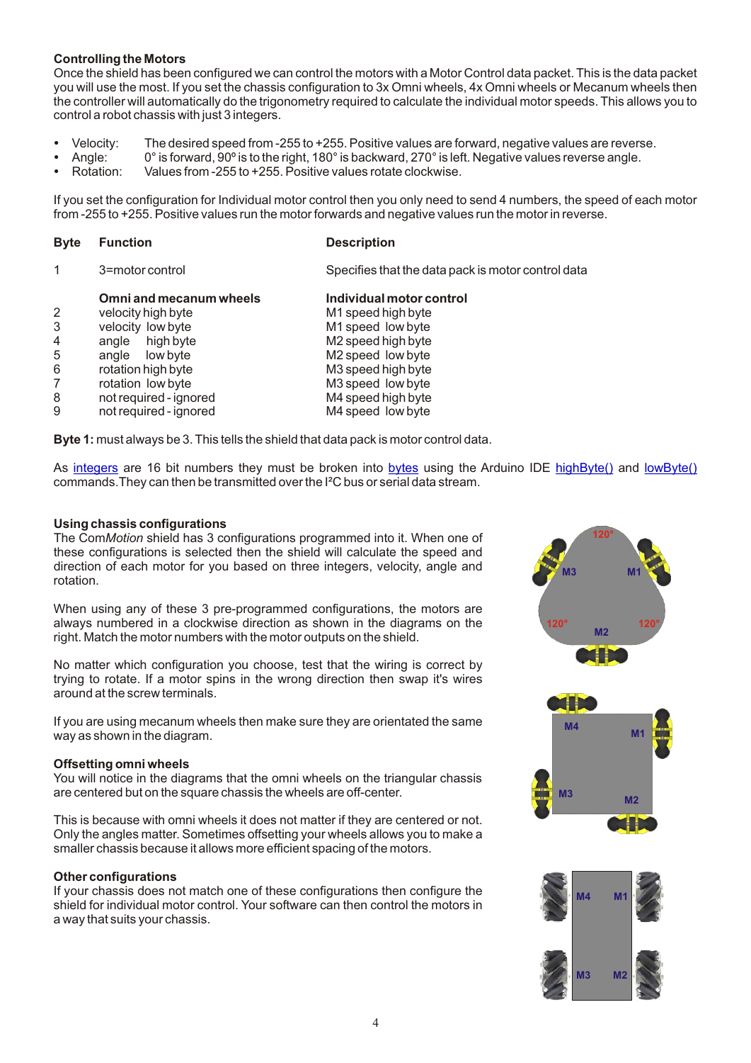### Controlling the Motors

Once the shield has been configured we can control the motors with a Motor Control data packet. This is the data packet you will use the most. If you set the chassis configuration to 3x Omni wheels, 4x Omni wheels or Mecanum wheels then the controller will automatically do the trigonometry required to calculate the individual motor speeds. This allows you to control a robot chassis with just 3 integers.

- Velocity: The desired speed from -255 to +255. Positive values are forward, negative values are reverse.
- Angle: 0° is forward, 90° is to the right, 180° is backward, 270° is left. Negative values reverse angle.
- Rotation: Values from -255 to +255. Positive values rotate clockwise.

If you set the configuration for Individual motor control then you only need to send 4 numbers, the speed of each motor from -255 to +255. Positive values run the motor forwards and negative values run the motor in reverse.

| Byte | Function | Description |
|---|---|---|
| 1 | 3=motor control | Specifies that the data pack is motor control data |
| | **Omni and mecanum wheels** | **Individual motor control** |
| 2 | velocity high byte | M1 speed high byte |
| 3 | velocity low byte | M1 speed low byte |
| 4 | angle high byte | M2 speed high byte |
| 5 | angle low byte | M2 speed low byte |
| 6 | rotation high byte | M3 speed high byte |
| 7 | rotation low byte | M3 speed low byte |
| 8 | not required - ignored | M4 speed high byte |
| 9 | not required - ignored | M4 speed low byte |

**Byte 1:** must always be 3. This tells the shield that data pack is motor control data.

As integers are 16 bit numbers they must be broken into bytes using the Arduino IDE highByte() and lowByte() commands.They can then be transmitted over the I²C bus or serial data stream.

### Using chassis configurations

The Com*Motion* shield has 3 configurations programmed into it. When one of these configurations is selected then the shield will calculate the speed and direction of each motor for you based on three integers, velocity, angle and rotation.

When using any of these 3 pre-programmed configurations, the motors are always numbered in a clockwise direction as shown in the diagrams on the right. Match the motor numbers with the motor outputs on the shield.

No matter which configuration you choose, test that the wiring is correct by trying to rotate. If a motor spins in the wrong direction then swap it's wires around at the screw terminals.

If you are using mecanum wheels then make sure they are orientated the same way as shown in the diagram.

### Offsetting omni wheels

You will notice in the diagrams that the omni wheels on the triangular chassis are centered but on the square chassis the wheels are off-center.

This is because with omni wheels it does not matter if they are centered or not. Only the angles matter. Sometimes offsetting your wheels allows you to make a smaller chassis because it allows more efficient spacing of the motors.

### Other configurations

If your chassis does not match one of these configurations then configure the shield for individual motor control. Your software can then control the motors in a way that suits your chassis.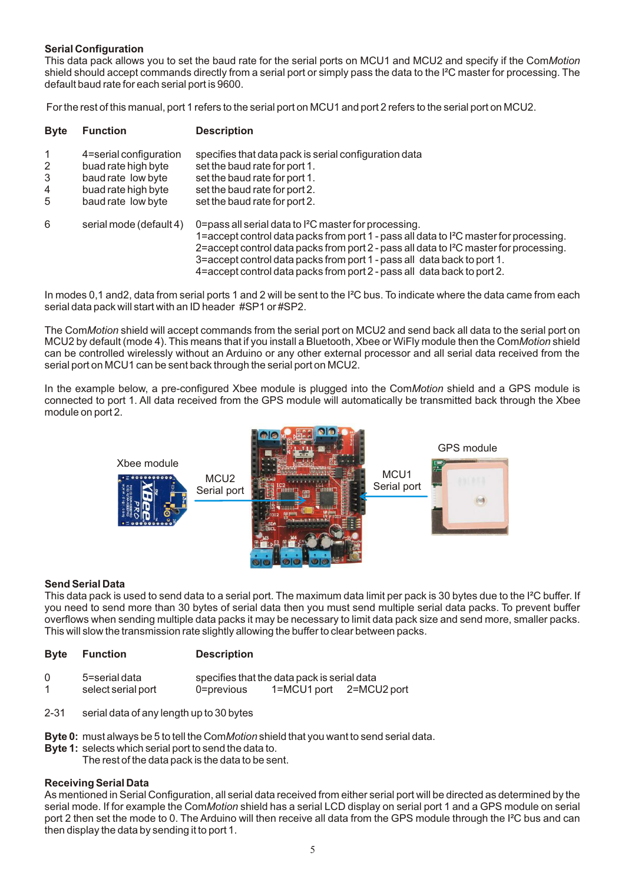### Serial Configuration

This data pack allows you to set the baud rate for the serial ports on MCU1 and MCU2 and specify if the Com*Motion* shield should accept commands directly from a serial port or simply pass the data to the I²C master for processing. The default baud rate for each serial port is 9600.

For the rest of this manual, port 1 refers to the serial port on MCU1 and port 2 refers to the serial port on MCU2.

| Byte | Function | Description |
|---|---|---|
| 1 | 4=serial configuration | specifies that data pack is serial configuration data |
| 2 | buad rate high byte | set the baud rate for port 1. |
| 3 | baud rate low byte | set the baud rate for port 1. |
| 4 | buad rate high byte | set the baud rate for port 2. |
| 5 | baud rate low byte | set the baud rate for port 2. |
| 6 | serial mode (default 4) | 0=pass all serial data to I²C master for processing.<br>1=accept control data packs from port 1 - pass all data to I²C master for processing.<br>2=accept control data packs from port 2 - pass all data to I²C master for processing.<br>3=accept control data packs from port 1 - pass all data back to port 1.<br>4=accept control data packs from port 2 - pass all data back to port 2. |

In modes 0,1 and2, data from serial ports 1 and 2 will be sent to the I²C bus. To indicate where the data came from each serial data pack will start with an ID header #SP1 or #SP2.

The Com*Motion* shield will accept commands from the serial port on MCU2 and send back all data to the serial port on MCU2 by default (mode 4). This means that if you install a Bluetooth, Xbee or WiFly module then the Com*Motion* shield can be controlled wirelessly without an Arduino or any other external processor and all serial data received from the serial port on MCU1 can be sent back through the serial port on MCU2.

In the example below, a pre-configured Xbee module is plugged into the Com*Motion* shield and a GPS module is connected to port 1. All data received from the GPS module will automatically be transmitted back through the Xbee module on port 2.

Xbee module — MCU2 Serial port — MCU1 Serial port — GPS module

### Send Serial Data

This data pack is used to send data to a serial port. The maximum data limit per pack is 30 bytes due to the I²C buffer. If you need to send more than 30 bytes of serial data then you must send multiple serial data packs. To prevent buffer overflows when sending multiple data packs it may be necessary to limit data pack size and send more, smaller packs. This will slow the transmission rate slightly allowing the buffer to clear between packs.

| Byte | Function | Description |
|---|---|---|
| 0 | 5=serial data | specifies that the data pack is serial data |
| 1 | select serial port | 0=previous    1=MCU1 port    2=MCU2 port |
| 2-31 | serial data of any length up to 30 bytes | |

**Byte 0:** must always be 5 to tell the Com*Motion* shield that you want to send serial data.
**Byte 1:** selects which serial port to send the data to.
The rest of the data pack is the data to be sent.

### Receiving Serial Data

As mentioned in Serial Configuration, all serial data received from either serial port will be directed as determined by the serial mode. If for example the Com*Motion* shield has a serial LCD display on serial port 1 and a GPS module on serial port 2 then set the mode to 0. The Arduino will then receive all data from the GPS module through the I²C bus and can then display the data by sending it to port 1.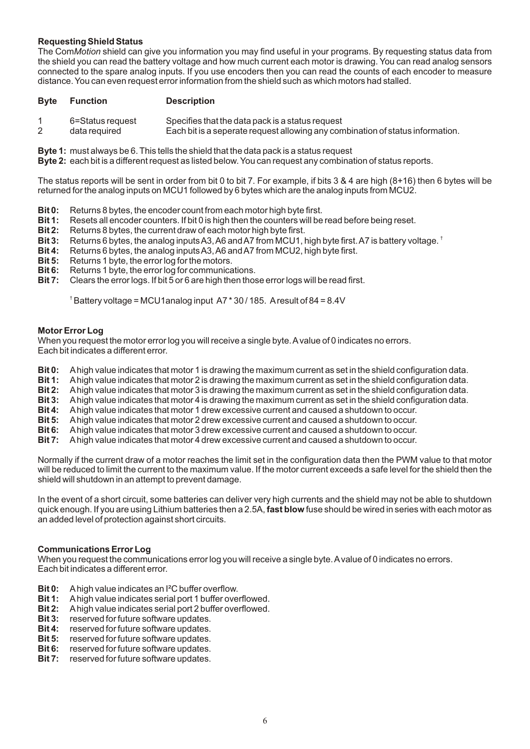### Requesting Shield Status

The Com*Motion* shield can give you information you may find useful in your programs. By requesting status data from the shield you can read the battery voltage and how much current each motor is drawing. You can read analog sensors connected to the spare analog inputs. If you use encoders then you can read the counts of each encoder to measure distance. You can even request error information from the shield such as which motors had stalled.

| Byte | Function | Description |
|---|---|---|
| 1 | 6=Status request | Specifies that the data pack is a status request |
| 2 | data required | Each bit is a seperate request allowing any combination of status information. |

**Byte 1:** must always be 6. This tells the shield that the data pack is a status request

**Byte 2:** each bit is a different request as listed below. You can request any combination of status reports.

The status reports will be sent in order from bit 0 to bit 7. For example, if bits 3 & 4 are high (8+16) then 6 bytes will be returned for the analog inputs on MCU1 followed by 6 bytes which are the analog inputs from MCU2.

**Bit 0:** Returns 8 bytes, the encoder count from each motor high byte first.
**Bit 1:** Resets all encoder counters. If bit 0 is high then the counters will be read before being reset.
**Bit 2:** Returns 8 bytes, the current draw of each motor high byte first.
**Bit 3:** Returns 6 bytes, the analog inputs A3, A6 and A7 from MCU1, high byte first. A7 is battery voltage. †
**Bit 4:** Returns 6 bytes, the analog inputs A3, A6 and A7 from MCU2, high byte first.
**Bit 5:** Returns 1 byte, the error log for the motors.
**Bit 6:** Returns 1 byte, the error log for communications.
**Bit 7:** Clears the error logs. If bit 5 or 6 are high then those error logs will be read first.

† Battery voltage = MCU1analog input A7 * 30 / 185. A result of 84 = 8.4V

### Motor Error Log

When you request the motor error log you will receive a single byte. A value of 0 indicates no errors.
Each bit indicates a different error.

**Bit 0:** A high value indicates that motor 1 is drawing the maximum current as set in the shield configuration data.
**Bit 1:** A high value indicates that motor 2 is drawing the maximum current as set in the shield configuration data.
**Bit 2:** A high value indicates that motor 3 is drawing the maximum current as set in the shield configuration data.
**Bit 3:** A high value indicates that motor 4 is drawing the maximum current as set in the shield configuration data.
**Bit 4:** A high value indicates that motor 1 drew excessive current and caused a shutdown to occur.
**Bit 5:** A high value indicates that motor 2 drew excessive current and caused a shutdown to occur.
**Bit 6:** A high value indicates that motor 3 drew excessive current and caused a shutdown to occur.
**Bit 7:** A high value indicates that motor 4 drew excessive current and caused a shutdown to occur.

Normally if the current draw of a motor reaches the limit set in the configuration data then the PWM value to that motor will be reduced to limit the current to the maximum value. If the motor current exceeds a safe level for the shield then the shield will shutdown in an attempt to prevent damage.

In the event of a short circuit, some batteries can deliver very high currents and the shield may not be able to shutdown quick enough. If you are using Lithium batteries then a 2.5A, **fast blow** fuse should be wired in series with each motor as an added level of protection against short circuits.

### Communications Error Log

When you request the communications error log you will receive a single byte. A value of 0 indicates no errors.
Each bit indicates a different error.

**Bit 0:** A high value indicates an I²C buffer overflow.
**Bit 1:** A high value indicates serial port 1 buffer overflowed.
**Bit 2:** A high value indicates serial port 2 buffer overflowed.
**Bit 3:** reserved for future software updates.
**Bit 4:** reserved for future software updates.
**Bit 5:** reserved for future software updates.
**Bit 6:** reserved for future software updates.
**Bit 7:** reserved for future software updates.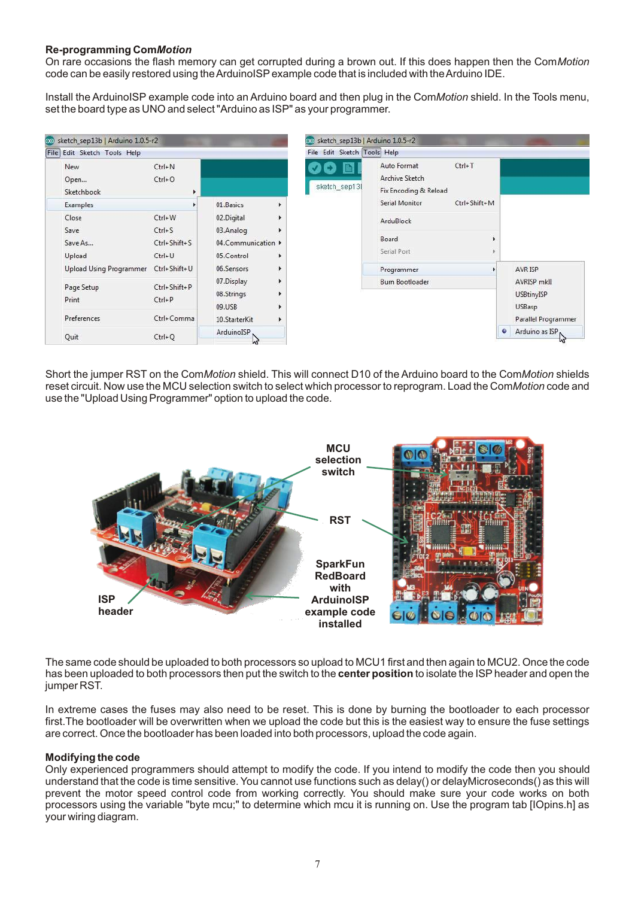### Re-programming Com*Motion*

On rare occasions the flash memory can get corrupted during a brown out. If this does happen then the Com*Motion* code can be easily restored using the ArduinoISP example code that is included with the Arduino IDE.

Install the ArduinoISP example code into an Arduino board and then plug in the Com*Motion* shield. In the Tools menu, set the board type as UNO and select "Arduino as ISP" as your programmer.

Short the jumper RST on the Com*Motion* shield. This will connect D10 of the Arduino board to the Com*Motion* shields reset circuit. Now use the MCU selection switch to select which processor to reprogram. Load the Com*Motion* code and use the "Upload Using Programmer" option to upload the code.

The same code should be uploaded to both processors so upload to MCU1 first and then again to MCU2. Once the code has been uploaded to both processors then put the switch to the **center position** to isolate the ISP header and open the jumper RST.

In extreme cases the fuses may also need to be reset. This is done by burning the bootloader to each processor first. The bootloader will be overwritten when we upload the code but this is the easiest way to ensure the fuse settings are correct. Once the bootloader has been loaded into both processors, upload the code again.

### Modifying the code

Only experienced programmers should attempt to modify the code. If you intend to modify the code then you should understand that the code is time sensitive. You cannot use functions such as delay() or delayMicroseconds() as this will prevent the motor speed control code from working correctly. You should make sure your code works on both processors using the variable "byte mcu;" to determine which mcu it is running on. Use the program tab [IOpins.h] as your wiring diagram.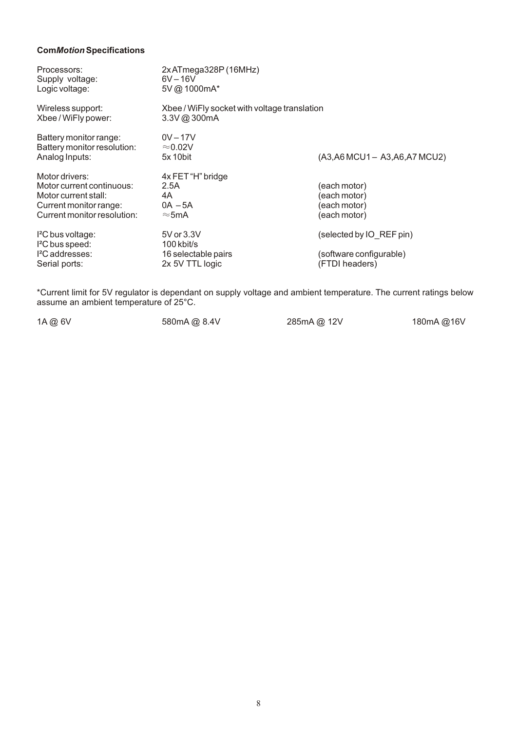### Com*Motion* Specifications

| | | |
|---|---|---|
| Processors: | 2x ATmega328P (16MHz) | |
| Supply voltage: | 6V – 16V | |
| Logic voltage: | 5V @ 1000mA* | |
| Wireless support: | Xbee / WiFly socket with voltage translation | |
| Xbee / WiFly power: | 3.3V @ 300mA | |
| Battery monitor range: | 0V – 17V | |
| Battery monitor resolution: | ≈0.02V | |
| Analog Inputs: | 5x 10bit | (A3,A6 MCU1 – A3,A6,A7 MCU2) |
| Motor drivers: | 4x FET "H" bridge | |
| Motor current continuous: | 2.5A | (each motor) |
| Motor current stall: | 4A | (each motor) |
| Current monitor range: | 0A – 5A | (each motor) |
| Current monitor resolution: | ≈5mA | (each motor) |
| I²C bus voltage: | 5V or 3.3V | (selected by IO_REF pin) |
| I²C bus speed: | 100 kbit/s | |
| I²C addresses: | 16 selectable pairs | (software configurable) |
| Serial ports: | 2x 5V TTL logic | (FTDI headers) |

*Current limit for 5V regulator is dependant on supply voltage and ambient temperature. The current ratings below assume an ambient temperature of 25°C.

| | | | |
|---|---|---|---|
| 1A @ 6V | 580mA @ 8.4V | 285mA @ 12V | 180mA @16V |